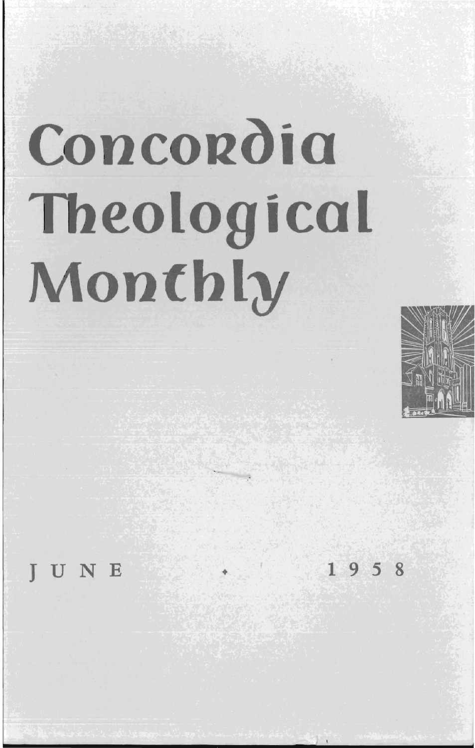# Concordia Theological Monthly

JUNE • 1958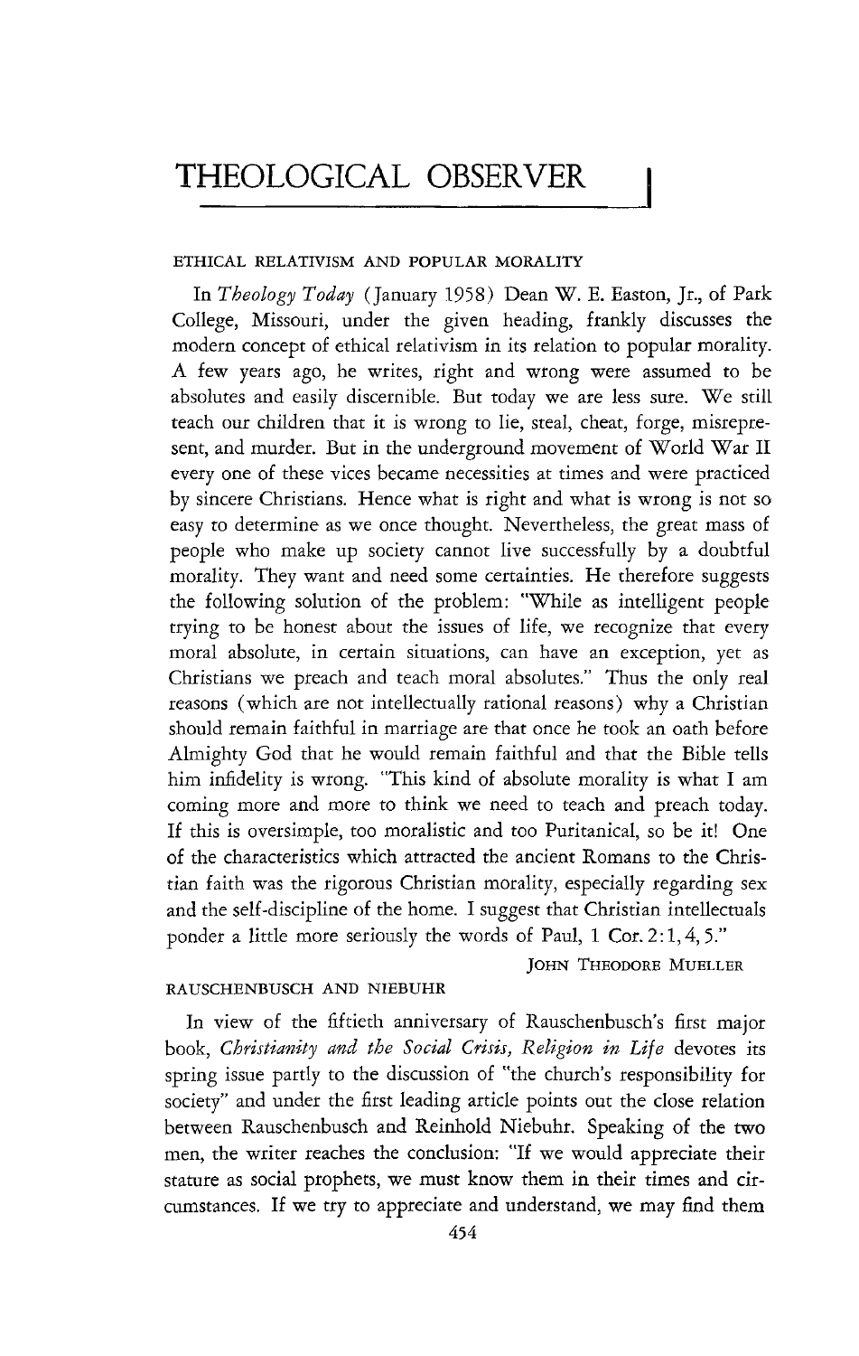# THEOLOGICAL OBSERVER

## ETHICAL RELATIVISM AND POPULAR MORALITY

In *Theology Today* (January 1958) Dean W. E. Easton, Jr., of Park College, Missouri, under the given heading, frankly discusses the modern concept of ethical relativism in its relation to popular morality. A few years ago, he writes, right and wrong were assumed to be absolutes and easily discernible. But today we are less sure. We still teach our children that it is wrong to lie, steal, cheat, forge, misrepresent, and murder. But in the underground movement of World War II every one of these vices became necessities at times and were practiced by sincere Christians. Hence what is right and what is wrong is not so easy to determine as we once thought. Nevertheless, the great mass of people who make up society cannot live successfully by a doubtful morality. They want and need some certainties. He therefore suggests the following solution of the problem: "While as intelligent people trying to be honest about the issues of life, we recognize that every moral absolute, in certain situations, can have an exception, yet as Christians we preach and teach moral absolutes." Thus the only real reasons (which are not intellectually rational reasons) why a Christian should remain faithful in marriage are that once he took an oath before Almighty God that he would remain faithful and that the Bible tells him infidelity is wrong. "This kind of absolute morality is what I am coming more and more to think we need to teach and preach today. If this is oversimple, too moralistic and too Puritanical, so be it! One of the characteristics which attracted the ancient Romans to the Christian faith was the rigorous Christian morality, especially regarding sex and the self-discipline of the home. I suggest that Christian intellectuals ponder a little more seriously the words of Paul, 1 Cor. 2:1, 4, 5."

JOHN THEODORE MUELLER

## RAUSCHENBUSCH AND NIEBUHR

In view of the fiftieth anniversary of Rauschenbusch's first major book, *Christianity and the Social Crisis, Religion in Life* devotes its spring issue partly to the discussion of "the church's responsibility for society" and under the first leading article points out the close relation between Rauschenbusch and Reinhold Niebuhr. Speaking of the two men, the writer reaches the conclusion: "If we would appreciate their stature as social prophets, we must know them in their times and circumstances. If we try to appreciate and understand, we may find them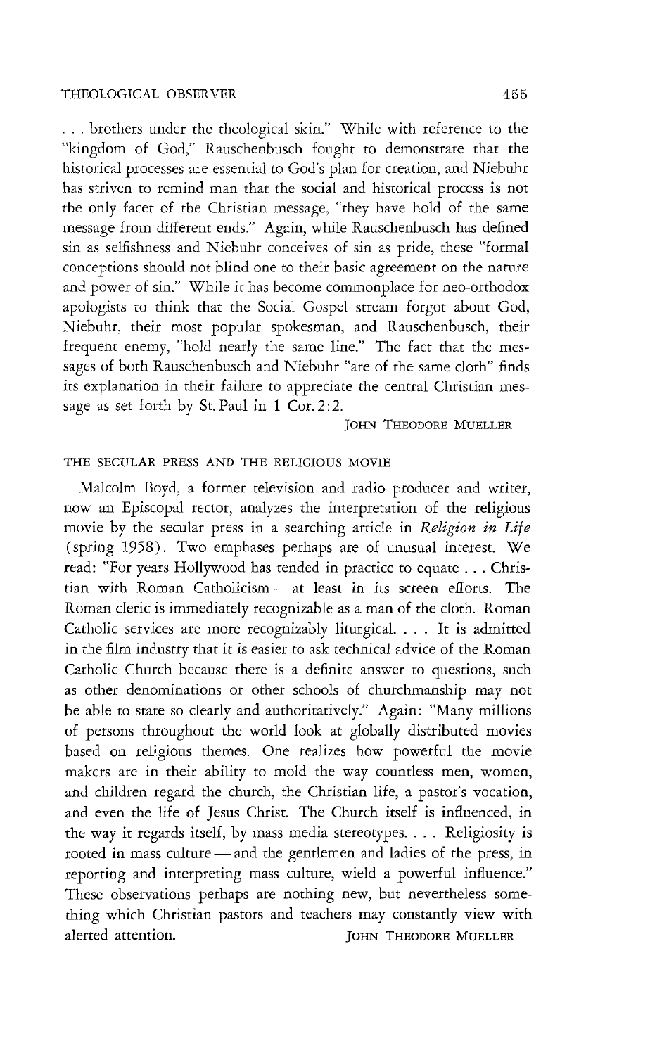. . . brothers under the theological skin." While with reference to the "kingdom of God," Rauschenbusch fought to demonstrate that the historical processes are essential to God's plan for creation, and Niebuhr has striven to remind man that the social and historical process is not the only facet of the Christian message, "they have hold of the same message from different ends." Again, while Rauschenbusch has defined sin as selfishness and Niebuhr conceives of sin as pride, these "formal conceptions should not blind one to their basic agreement on the nature and power of sin." While it has become commonplace for neo-orthodox apologists to think that the Social Gospel stream forgot about God, Niebuhr, their most popular spokesman, and Rauschenbusch, their frequent enemy, "hold nearly the same line." The fact that the messages of both Rauschenbusch and Niebuhr "are of the same cloth" finds its explanation in their failure to appreciate the central Christian message as set forth by St. Paul in 1 Cor. 2:2.

JOHN THEODORE MUELLER

## THE SECULAR PRESS AND THE RELIGIOUS MOVIE

Malcolm Boyd, a former television and radio producer and writer, now an Episcopal rector, analyzes the interpretation of the religious movie by the secular press in a searching article in *Religion in Life* (spring 1958). Two emphases perhaps are of unusual interest. We read: "For years Hollywood has tended in practice to equate . . . Christian with Roman Catholicism — at least in its screen efforts. The Roman cleric is immediately recognizable as a man of the cloth. Roman Catholic services are more recognizably liturgical. . . . It is admitted in the film industry that it is easier to ask technical advice of the Roman Catholic Church because there is a definite answer to questions, such as other denominations or other schools of churchmanship may not be able to state so clearly and authoritatively." Again: "Many millions of persons throughout the world look at globally distributed movies based on religious themes. One realizes how powerful the movie makers are in their ability to mold the way countless men, women, and children regard the church, the Christian life, a pastor's vocation, and even the life of Jesus Christ. The Church itself is influenced, in the way it regards itself, by mass media stereotypes. . . . Religiosity is rooted in mass culture — and the gentlemen and ladies of the press, in reporting and interpreting mass culture, wield a powerful influence." These observations perhaps are nothing new, but nevertheless something which Christian pastors and teachers may constantly view with alerted attention.

JOHN THEODORE MUELLER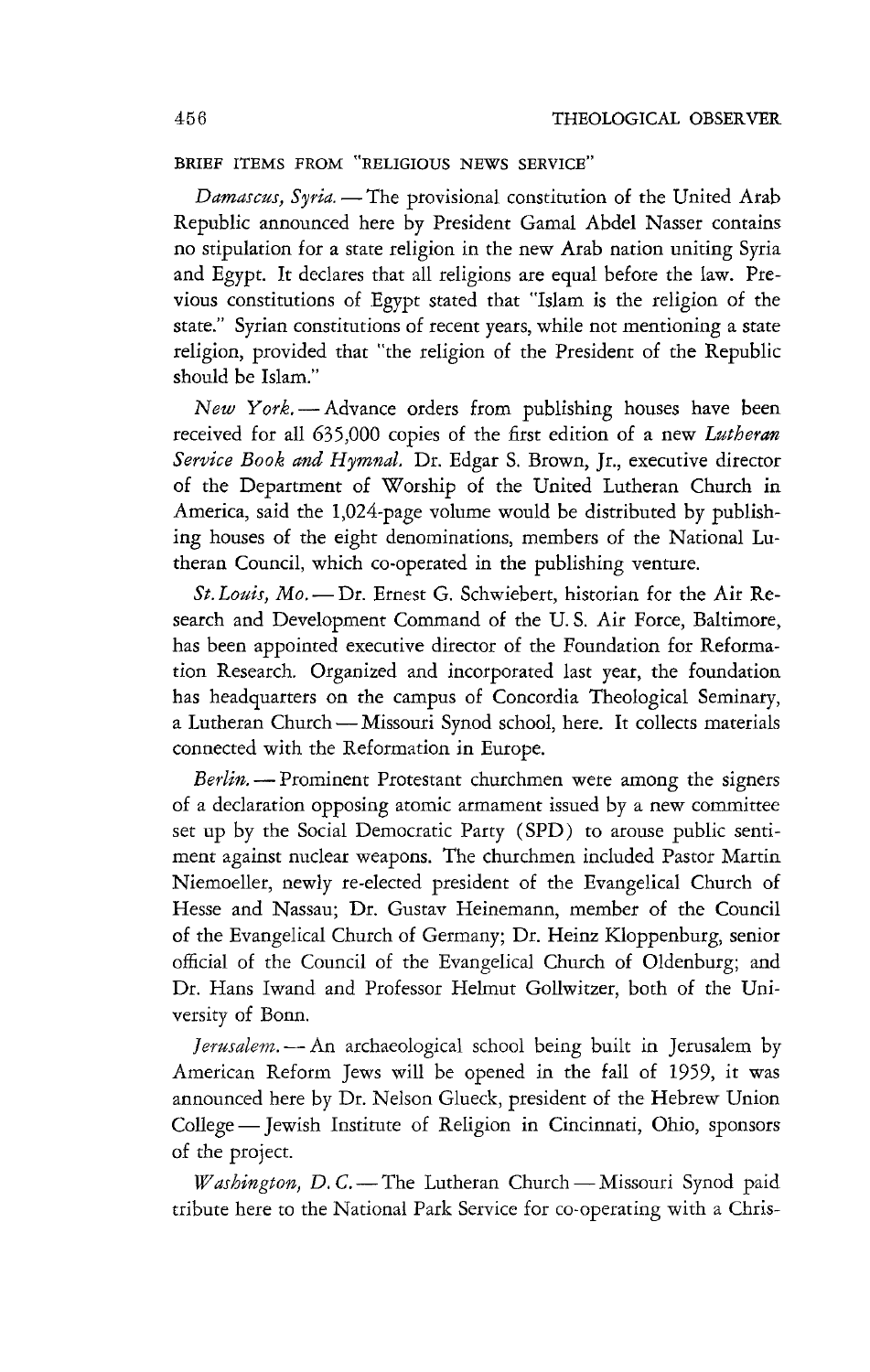BRIEF ITEMS FROM "RELIGIOUS NEWS SERVICE"

*Damascus, Syria.* — The provisional constitution of the United Arab Republic announced here by President Gamal Abdel Nasser contains no stipulation for a state religion in the new Arab nation uniting Syria and Egypt. It declares that all religions are equal before the law. Previous constitutions of Egypt stated that "Islam is the religion of the state." Syrian constitutions of recent years, while not mentioning a state religion, provided that "the religion of the President of the Republic should be Islam."

*New York.* — Advance orders from publishing houses have been received for all 635,000 copies of the first edition of a new *Lutheran Service Book and Hymnal.* Dr. Edgar S. Brown, Jr., executive director of the Department of Worship of the United Lutheran Church in America, said the 1,024-page volume would be distributed by publishing houses of the eight denominations, members of the National Lutheran Council, which co-operated in the publishing venture.

*St. Louis, Mo.* — Dr. Ernest G. Schwiebert, historian for the Air Research and Development Command of the U. S. Air Force, Baltimore, has been appointed executive director of the Foundation for Reformation Research. Organized and incorporated last year, the foundation has headquarters on the campus of Concordia Theological Seminary, a Lutheran Church — Missouri Synod school, here. It collects materials connected with the Reformation in Europe.

*Berlin.* — Prominent Protestant churchmen were among the signers of a declaration opposing atomic armament issued by a new committee set up by the Social Democratic Party (SPD) to arouse public sentiment against nuclear weapons. The churchmen included Pastor Martin Niemoeller, newly re-elected president of the Evangelical Church of Hesse and Nassau; Dr. Gustav Heinemann, member of the Council of the Evangelical Church of Germany; Dr. Heinz Kloppenburg, senior official of the Council of the Evangelical Church of Oldenburg; and Dr. Hans Iwand and Professor Helmut Gollwitzer, both of the University of Bonn.

*Jerusalem.* — An archaeological school being built in Jerusalem by American Reform Jews will be opened in the fall of 1959, it was announced here by Dr. Nelson Glueck, president of the Hebrew Union College — Jewish Institute of Religion in Cincinnati, Ohio, sponsors of the project.

*Washington, D. C.* — The Lutheran Church — Missouri Synod paid tribute here to the National Park Service for co-operating with a Chris-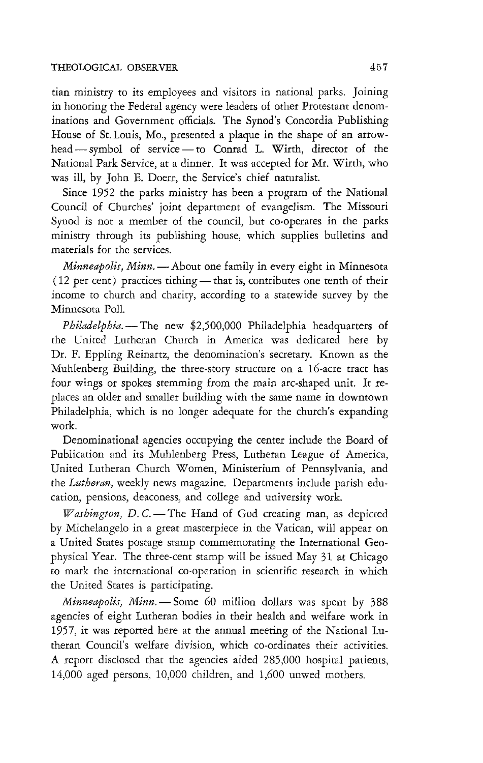tian ministry to its employees and visitors in national parks. Joining in honoring the Federal agency were leaders of other Protestant denominations and Government officials. The Synod's Concordia Publishing House of St. Louis, Mo., presented a plaque in the shape of an arrowhead — symbol of service — to Conrad L. Wirth, director of the National Park Service, at a dinner. It was accepted for Mr. Wirth, who was ill, by John E. Doerr, the Service's chief naturalist.

Since 1952 the parks ministry has been a program of the National Council of Churches' joint department of evangelism. The Missouri Synod is not a member of the council, but co-operates in the parks ministry through its publishing house, which supplies bulletins and materials for the services.

*Minneapolis, Minn.* — About one family in every eight in Minnesota (12 per cent) practices tithing — that is, contributes one tenth of their income to church and charity, according to a statewide survey by the Minnesota Poll.

*Philadelphia.* — The new $2,500,000 Philadelphia headquarters of the United Lutheran Church in America was dedicated here by Dr. F. Eppling Reinartz, the denomination's secretary. Known as the Muhlenberg Building, the three-story structure on a 16-acre tract has four wings or spokes stemming from the main arc-shaped unit. It replaces an older and smaller building with the same name in downtown Philadelphia, which is no longer adequate for the church's expanding work.

Denominational agencies occupying the center include the Board of Publication and its Muhlenberg Press, Lutheran League of America, United Lutheran Church Women, Ministerium of Pennsylvania, and the *Lutheran*, weekly news magazine. Departments include parish education, pensions, deaconess, and college and university work.

*Washington, D. C.* — The Hand of God creating man, as depicted by Michelangelo in a great masterpiece in the Vatican, will appear on a United States postage stamp commemorating the International Geophysical Year. The three-cent stamp will be issued May 31 at Chicago to mark the international co-operation in scientific research in which the United States is participating.

*Minneapolis, Minn.* — Some 60 million dollars was spent by 388 agencies of eight Lutheran bodies in their health and welfare work in 1957, it was reported here at the annual meeting of the National Lutheran Council's welfare division, which co-ordinates their activities. A report disclosed that the agencies aided 285,000 hospital patients, 14,000 aged persons, 10,000 children, and 1,600 unwed mothers.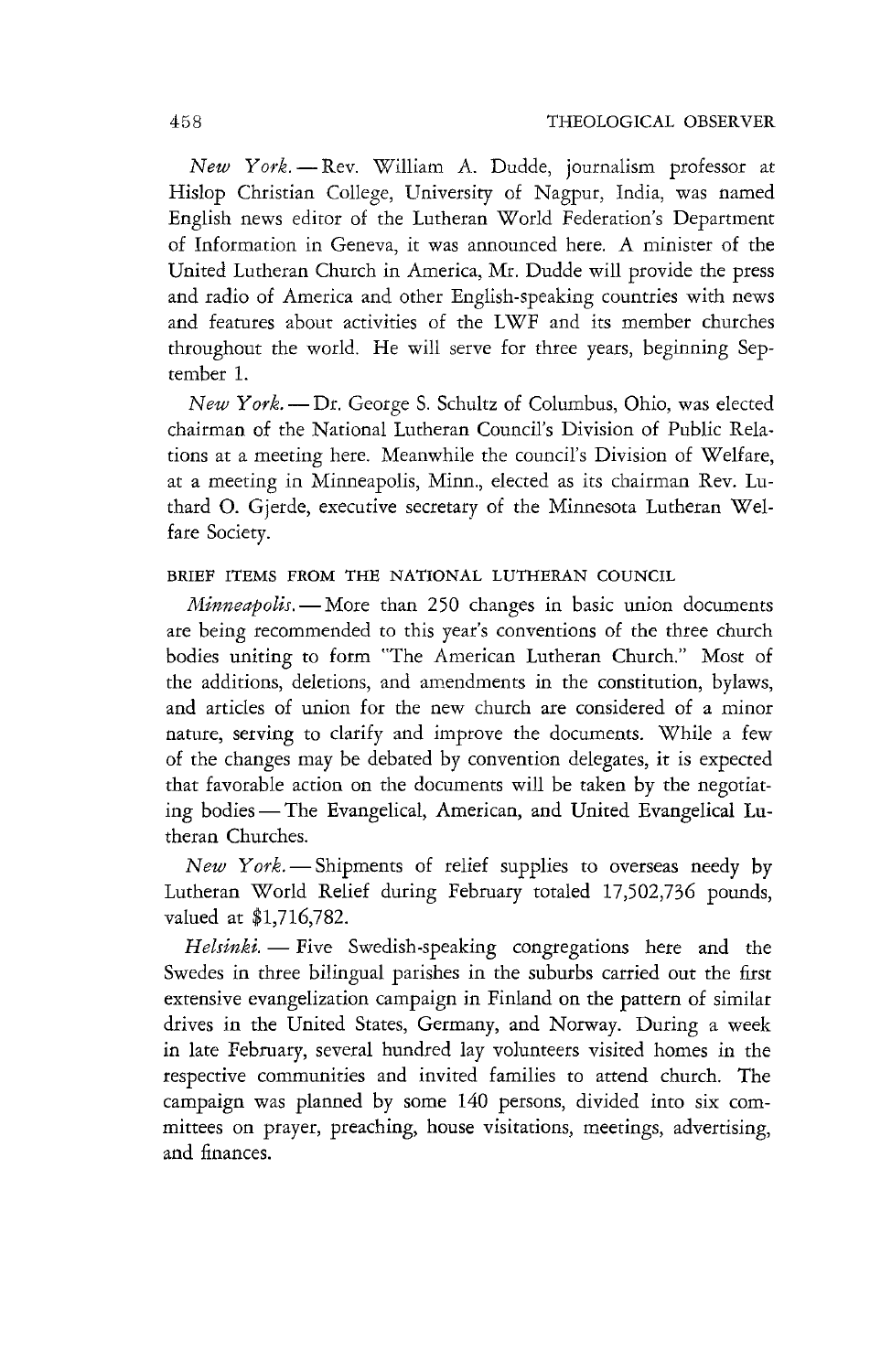*New York.* — Rev. William A. Dudde, journalism professor at Hislop Christian College, University of Nagpur, India, was named English news editor of the Lutheran World Federation's Department of Information in Geneva, it was announced here. A minister of the United Lutheran Church in America, Mr. Dudde will provide the press and radio of America and other English-speaking countries with news and features about activities of the LWF and its member churches throughout the world. He will serve for three years, beginning September 1.

*New York.* — Dr. George S. Schultz of Columbus, Ohio, was elected chairman of the National Lutheran Council's Division of Public Relations at a meeting here. Meanwhile the council's Division of Welfare, at a meeting in Minneapolis, Minn., elected as its chairman Rev. Luthard O. Gjerde, executive secretary of the Minnesota Lutheran Welfare Society.

## BRIEF ITEMS FROM THE NATIONAL LUTHERAN COUNCIL

*Minneapolis.* — More than 250 changes in basic union documents are being recommended to this year's conventions of the three church bodies uniting to form "The American Lutheran Church." Most of the additions, deletions, and amendments in the constitution, bylaws, and articles of union for the new church are considered of a minor nature, serving to clarify and improve the documents. While a few of the changes may be debated by convention delegates, it is expected that favorable action on the documents will be taken by the negotiating bodies — The Evangelical, American, and United Evangelical Lutheran Churches.

*New York.* — Shipments of relief supplies to overseas needy by Lutheran World Relief during February totaled 17,502,736 pounds, valued at $1,716,782.

*Helsinki.* — Five Swedish-speaking congregations here and the Swedes in three bilingual parishes in the suburbs carried out the first extensive evangelization campaign in Finland on the pattern of similar drives in the United States, Germany, and Norway. During a week in late February, several hundred lay volunteers visited homes in the respective communities and invited families to attend church. The campaign was planned by some 140 persons, divided into six committees on prayer, preaching, house visitations, meetings, advertising, and finances.